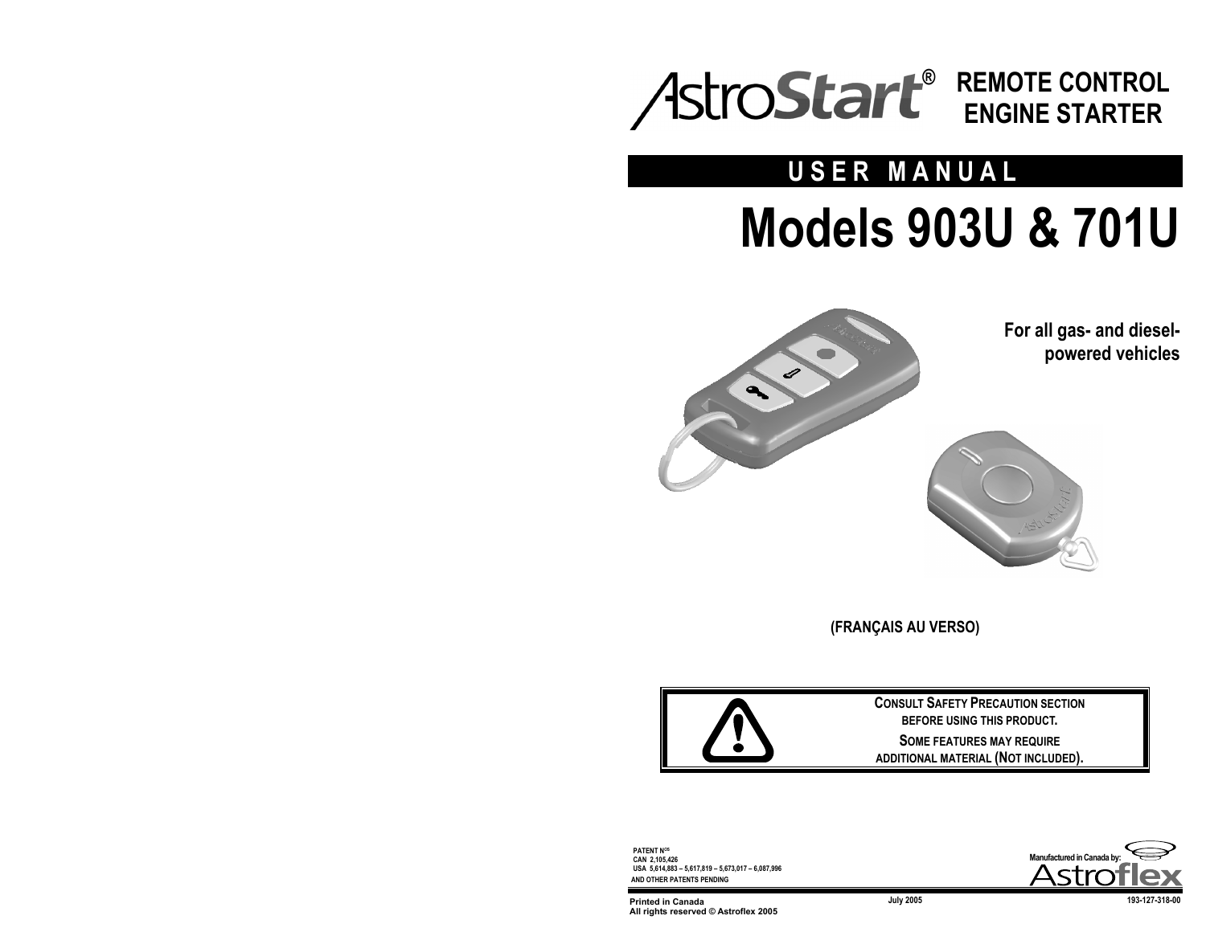# AstroStart® REMOTE CONTROL ENGINE STARTER

## USER MANUAL

# Models 903U & 701U

**For all gas- and diesel-powered vehicles**

**(FRANÇAIS AU VERSO)**

**CONSULT SAFETY PRECAUTION SECTION BEFORE USING THIS PRODUCT.**

**SOME FEATURES MAY REQUIRE ADDITIONAL MATERIAL (NOT INCLUDED).**

PATENT N[os]
CAN 2,105,426
USA 5,614,883 – 5,617,819 – 5,673,017 – 6,087,996
AND OTHER PATENTS PENDING

Manufactured in Canada by: Astroflex

Printed in Canada
All rights reserved © Astroflex 2005

July 2005

193-127-318-00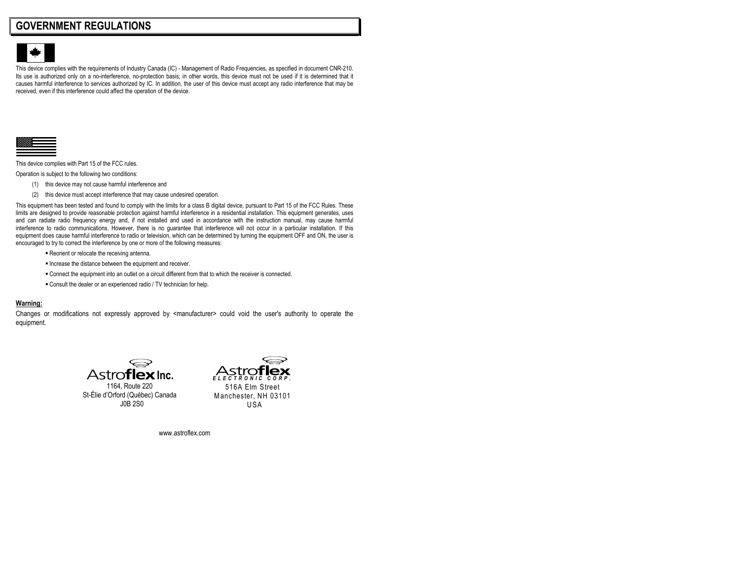## GOVERNMENT REGULATIONS

This device complies with the requirements of Industry Canada (IC) - Management of Radio Frequencies, as specified in document CNR-210. Its use is authorized only on a no-interference, no-protection basis; in other words, this device must not be used if it is determined that it causes harmful interference to services authorized by IC. In addition, the user of this device must accept any radio interference that may be received, even if this interference could affect the operation of the device.

This device complies with Part 15 of the FCC rules.

Operation is subject to the following two conditions:

(1) this device may not cause harmful interference and

(2) this device must accept interference that may cause undesired operation.

This equipment has been tested and found to comply with the limits for a class B digital device, pursuant to Part 15 of the FCC Rules. These limits are designed to provide reasonable protection against harmful interference in a residential installation. This equipment generates, uses and can radiate radio frequency energy and, if not installed and used in accordance with the instruction manual, may cause harmful interference to radio communications. However, there is no guarantee that interference will not occur in a particular installation. If this equipment does cause harmful interference to radio or television, which can be determined by turning the equipment OFF and ON, the user is encouraged to try to correct the interference by one or more of the following measures:

- Reorient or relocate the receiving antenna.
- Increase the distance between the equipment and receiver.
- Connect the equipment into an outlet on a circuit different from that to which the receiver is connected.
- Consult the dealer or an experienced radio / TV technician for help.

**Warning:**

Changes or modifications not expressly approved by <manufacturer> could void the user's authority to operate the equipment.

Astroflex Inc.
1164, Route 220
St-Élie d'Orford (Québec) Canada
J0B 2S0

Astroflex ELECTRONIC CORP.
516A Elm Street
Manchester, NH 03101
USA

www.astroflex.com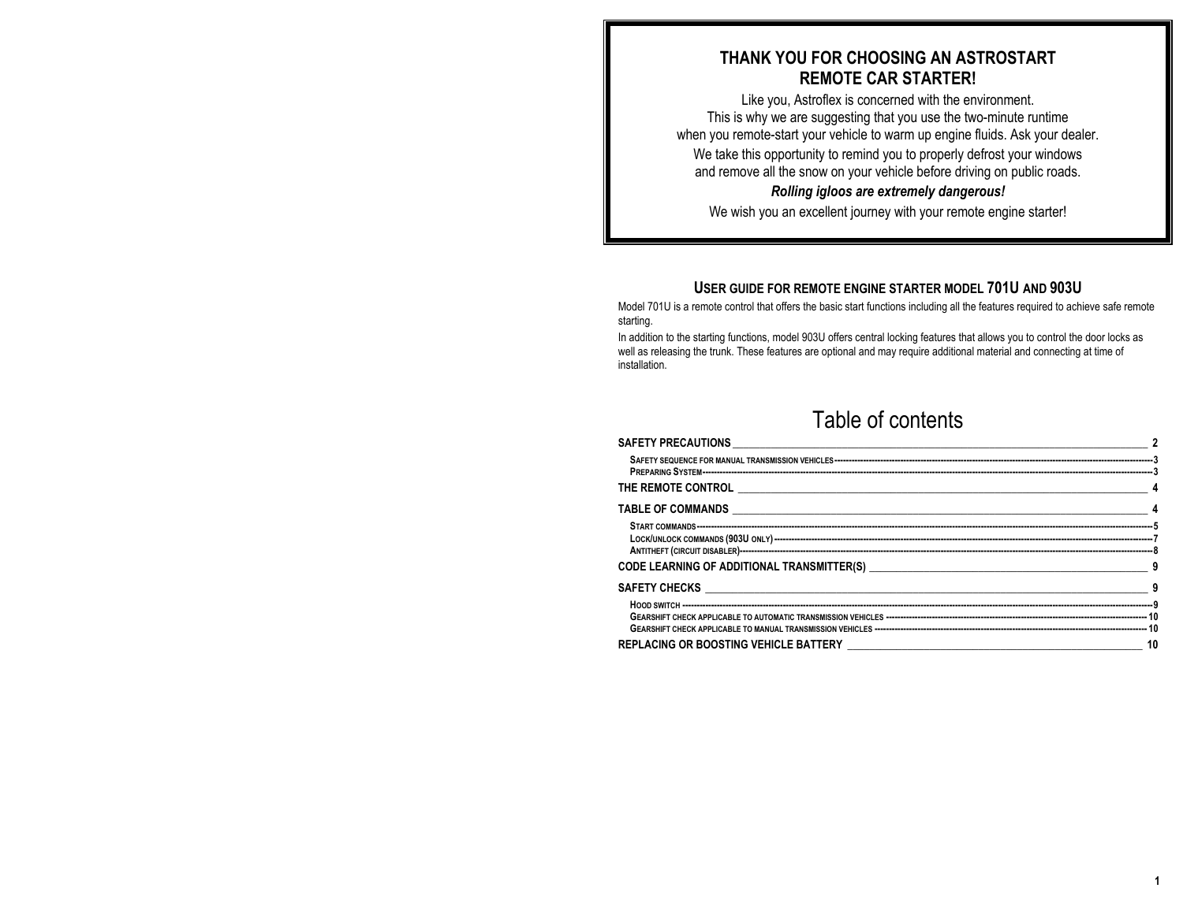## THANK YOU FOR CHOOSING AN ASTROSTART REMOTE CAR STARTER!

Like you, Astroflex is concerned with the environment.
This is why we are suggesting that you use the two-minute runtime
when you remote-start your vehicle to warm up engine fluids. Ask your dealer.

We take this opportunity to remind you to properly defrost your windows
and remove all the snow on your vehicle before driving on public roads.

***Rolling igloos are extremely dangerous!***

We wish you an excellent journey with your remote engine starter!

## USER GUIDE FOR REMOTE ENGINE STARTER MODEL 701U AND 903U

Model 701U is a remote control that offers the basic start functions including all the features required to achieve safe remote starting.

In addition to the starting functions, model 903U offers central locking features that allows you to control the door locks as well as releasing the trunk. These features are optional and may require additional material and connecting at time of installation.

# Table of contents

**SAFETY PRECAUTIONS** ____ 2
- SAFETY SEQUENCE FOR MANUAL TRANSMISSION VEHICLES ---- 3
- PREPARING SYSTEM ---- 3

**THE REMOTE CONTROL** ____ 4

**TABLE OF COMMANDS** ____ 4
- START COMMANDS ---- 5
- LOCK/UNLOCK COMMANDS (903U ONLY) ---- 7
- ANTITHEFT (CIRCUIT DISABLER) ---- 8

**CODE LEARNING OF ADDITIONAL TRANSMITTER(S)** ____ 9

**SAFETY CHECKS** ____ 9
- HOOD SWITCH ---- 9
- GEARSHIFT CHECK APPLICABLE TO AUTOMATIC TRANSMISSION VEHICLES ---- 10
- GEARSHIFT CHECK APPLICABLE TO MANUAL TRANSMISSION VEHICLES ---- 10

**REPLACING OR BOOSTING VEHICLE BATTERY** ____ 10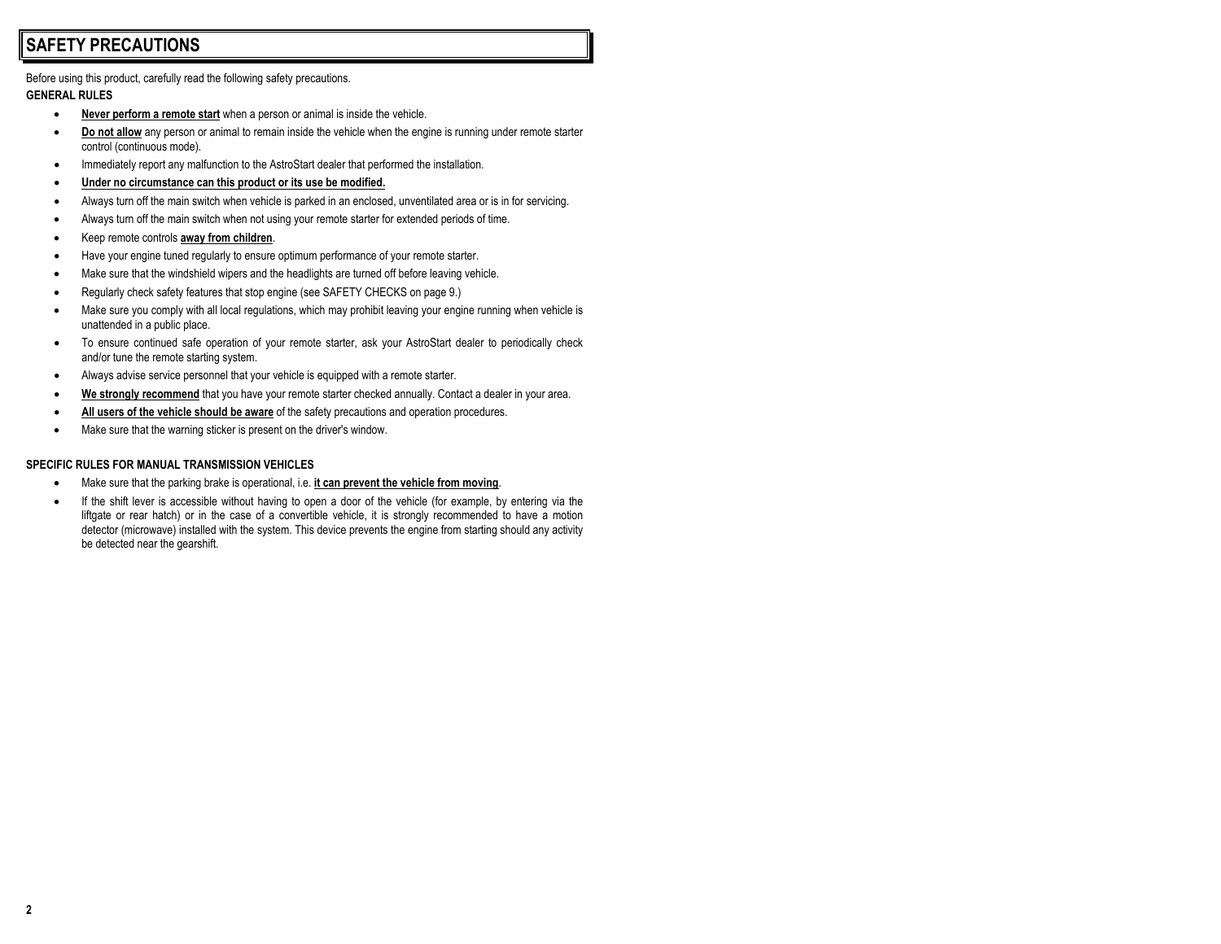# SAFETY PRECAUTIONS

Before using this product, carefully read the following safety precautions.

**GENERAL RULES**

- **Never perform a remote start** when a person or animal is inside the vehicle.
- **Do not allow** any person or animal to remain inside the vehicle when the engine is running under remote starter control (continuous mode).
- Immediately report any malfunction to the AstroStart dealer that performed the installation.
- **Under no circumstance can this product or its use be modified.**
- Always turn off the main switch when vehicle is parked in an enclosed, unventilated area or is in for servicing.
- Always turn off the main switch when not using your remote starter for extended periods of time.
- Keep remote controls **away from children**.
- Have your engine tuned regularly to ensure optimum performance of your remote starter.
- Make sure that the windshield wipers and the headlights are turned off before leaving vehicle.
- Regularly check safety features that stop engine (see SAFETY CHECKS on page 9.)
- Make sure you comply with all local regulations, which may prohibit leaving your engine running when vehicle is unattended in a public place.
- To ensure continued safe operation of your remote starter, ask your AstroStart dealer to periodically check and/or tune the remote starting system.
- Always advise service personnel that your vehicle is equipped with a remote starter.
- **We strongly recommend** that you have your remote starter checked annually. Contact a dealer in your area.
- **All users of the vehicle should be aware** of the safety precautions and operation procedures.
- Make sure that the warning sticker is present on the driver's window.

**SPECIFIC RULES FOR MANUAL TRANSMISSION VEHICLES**

- Make sure that the parking brake is operational, i.e. **it can prevent the vehicle from moving**.
- If the shift lever is accessible without having to open a door of the vehicle (for example, by entering via the liftgate or rear hatch) or in the case of a convertible vehicle, it is strongly recommended to have a motion detector (microwave) installed with the system. This device prevents the engine from starting should any activity be detected near the gearshift.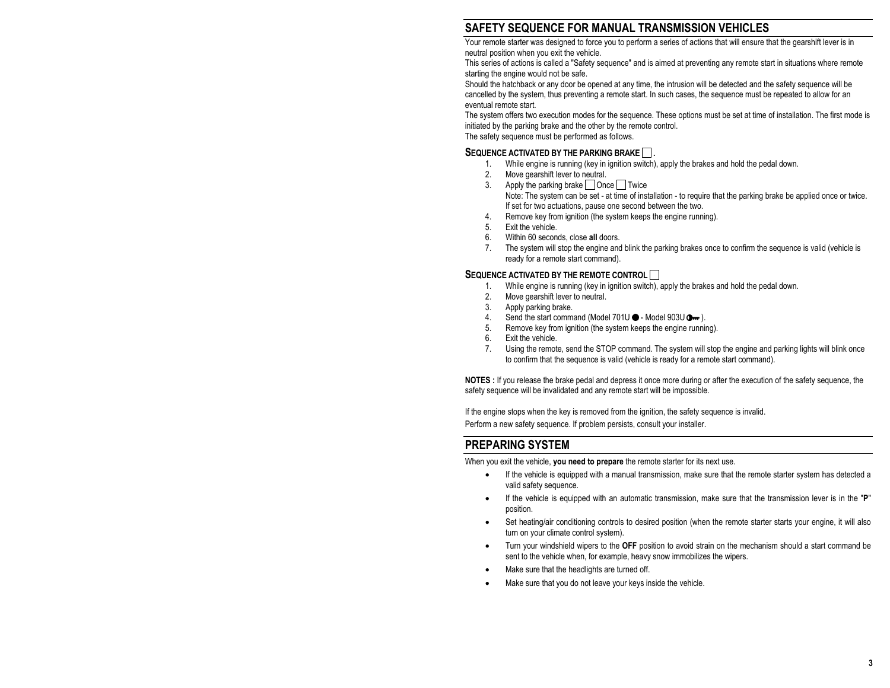## SAFETY SEQUENCE FOR MANUAL TRANSMISSION VEHICLES

Your remote starter was designed to force you to perform a series of actions that will ensure that the gearshift lever is in neutral position when you exit the vehicle.

This series of actions is called a "Safety sequence" and is aimed at preventing any remote start in situations where remote starting the engine would not be safe.

Should the hatchback or any door be opened at any time, the intrusion will be detected and the safety sequence will be cancelled by the system, thus preventing a remote start. In such cases, the sequence must be repeated to allow for an eventual remote start.

The system offers two execution modes for the sequence. These options must be set at time of installation. The first mode is initiated by the parking brake and the other by the remote control.

The safety sequence must be performed as follows.

### SEQUENCE ACTIVATED BY THE PARKING BRAKE ☐ .

1. While engine is running (key in ignition switch), apply the brakes and hold the pedal down.
2. Move gearshift lever to neutral.
3. Apply the parking brake ☐ Once ☐ Twice
   Note: The system can be set - at time of installation - to require that the parking brake be applied once or twice. If set for two actuations, pause one second between the two.
4. Remove key from ignition (the system keeps the engine running).
5. Exit the vehicle.
6. Within 60 seconds, close **all** doors.
7. The system will stop the engine and blink the parking brakes once to confirm the sequence is valid (vehicle is ready for a remote start command).

### SEQUENCE ACTIVATED BY THE REMOTE CONTROL ☐

1. While engine is running (key in ignition switch), apply the brakes and hold the pedal down.
2. Move gearshift lever to neutral.
3. Apply parking brake.
4. Send the start command (Model 701U ● - Model 903U ●⊶ ).
5. Remove key from ignition (the system keeps the engine running).
6. Exit the vehicle.
7. Using the remote, send the STOP command. The system will stop the engine and parking lights will blink once to confirm that the sequence is valid (vehicle is ready for a remote start command).

**NOTES :** If you release the brake pedal and depress it once more during or after the execution of the safety sequence, the safety sequence will be invalidated and any remote start will be impossible.

If the engine stops when the key is removed from the ignition, the safety sequence is invalid.

Perform a new safety sequence. If problem persists, consult your installer.

## PREPARING SYSTEM

When you exit the vehicle, **you need to prepare** the remote starter for its next use.

- If the vehicle is equipped with a manual transmission, make sure that the remote starter system has detected a valid safety sequence.
- If the vehicle is equipped with an automatic transmission, make sure that the transmission lever is in the "**P**" position.
- Set heating/air conditioning controls to desired position (when the remote starter starts your engine, it will also turn on your climate control system).
- Turn your windshield wipers to the **OFF** position to avoid strain on the mechanism should a start command be sent to the vehicle when, for example, heavy snow immobilizes the wipers.
- Make sure that the headlights are turned off.
- Make sure that you do not leave your keys inside the vehicle.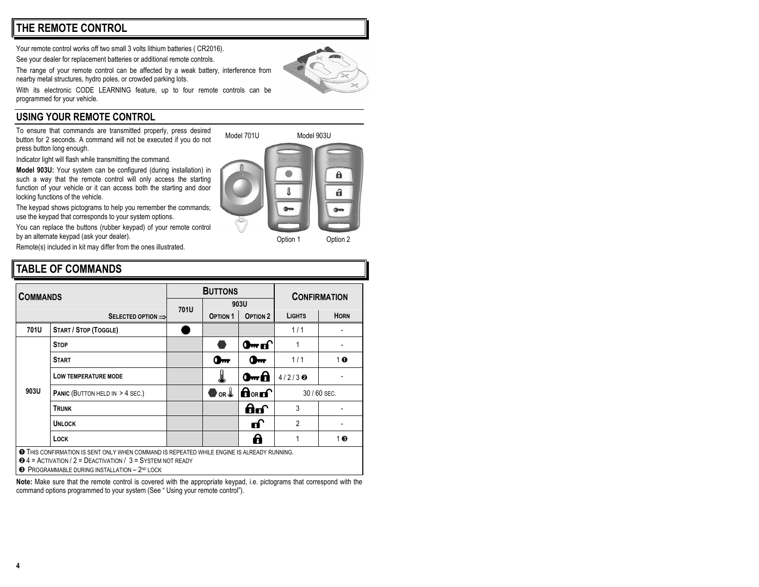# THE REMOTE CONTROL

Your remote control works off two small 3 volts lithium batteries ( CR2016).

See your dealer for replacement batteries or additional remote controls.

The range of your remote control can be affected by a weak battery, interference from nearby metal structures, hydro poles, or crowded parking lots.

With its electronic CODE LEARNING feature, up to four remote controls can be programmed for your vehicle.

## USING YOUR REMOTE CONTROL

To ensure that commands are transmitted properly, press desired button for 2 seconds. A command will not be executed if you do not press button long enough.

Indicator light will flash while transmitting the command.

**Model 903U:** Your system can be configured (during installation) in such a way that the remote control will only access the starting function of your vehicle or it can access both the starting and door locking functions of the vehicle.

The keypad shows pictograms to help you remember the commands; use the keypad that corresponds to your system options.

You can replace the buttons (rubber keypad) of your remote control by an alternate keypad (ask your dealer).

Remote(s) included in kit may differ from the ones illustrated.

Model 701U    Model 903U

Option 1    Option 2

# TABLE OF COMMANDS

| COMMANDS | | BUTTONS | | | CONFIRMATION | |
|---|---|---|---|---|---|---|
| | | 701U | 903U | | | |
| | SELECTED OPTION ⇒ | | OPTION 1 | OPTION 2 | LIGHTS | HORN |
| 701U | START / STOP (TOGGLE) | ● | | | 1 / 1 | - |
| 903U | STOP | | ⬢ | Key + Unlock | 1 | - |
| | START | | Key | Key | 1 / 1 | 1 ❶ |
| | LOW TEMPERATURE MODE | | Thermometer | Key + Lock | 4 / 2 / 3 ❷ | - |
| | PANIC (BUTTON HELD IN > 4 SEC.) | | ⬢ OR Thermometer | Lock OR Unlock | 30 / 60 SEC. | |
| | TRUNK | | | Lock + Unlock | 3 | - |
| | UNLOCK | | | Unlock | 2 | - |
| | LOCK | | | Lock | 1 | 1 ❸ |

❶ THIS CONFIRMATION IS SENT ONLY WHEN COMMAND IS REPEATED WHILE ENGINE IS ALREADY RUNNING.
❷ 4 = ACTIVATION / 2 = DEACTIVATION / 3 = SYSTEM NOT READY
❸ PROGRAMMABLE DURING INSTALLATION – 2ND LOCK

**Note:** Make sure that the remote control is covered with the appropriate keypad, i.e. pictograms that correspond with the command options programmed to your system (See " Using your remote control").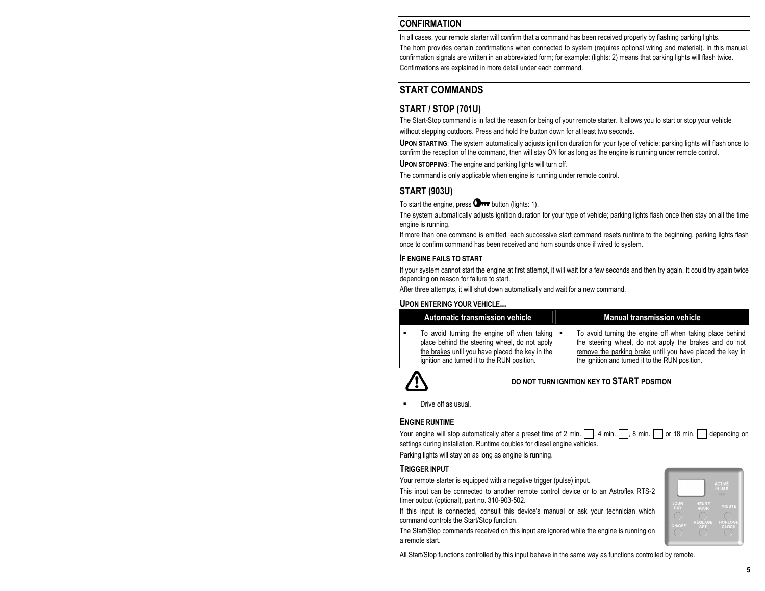## CONFIRMATION

In all cases, your remote starter will confirm that a command has been received properly by flashing parking lights.

The horn provides certain confirmations when connected to system (requires optional wiring and material). In this manual, confirmation signals are written in an abbreviated form; for example: (lights: 2) means that parking lights will flash twice.

Confirmations are explained in more detail under each command.

## START COMMANDS

### START / STOP (701U)

The Start-Stop command is in fact the reason for being of your remote starter. It allows you to start or stop your vehicle without stepping outdoors. Press and hold the button down for at least two seconds.

**UPON STARTING**: The system automatically adjusts ignition duration for your type of vehicle; parking lights will flash once to confirm the reception of the command, then will stay ON for as long as the engine is running under remote control.

**UPON STOPPING**: The engine and parking lights will turn off.

The command is only applicable when engine is running under remote control.

### START (903U)

To start the engine, press button (lights: 1).

The system automatically adjusts ignition duration for your type of vehicle; parking lights flash once then stay on all the time engine is running.

If more than one command is emitted, each successive start command resets runtime to the beginning, parking lights flash once to confirm command has been received and horn sounds once if wired to system.

#### IF ENGINE FAILS TO START

If your system cannot start the engine at first attempt, it will wait for a few seconds and then try again. It could try again twice depending on reason for failure to start.

After three attempts, it will shut down automatically and wait for a new command.

#### UPON ENTERING YOUR VEHICLE...

| Automatic transmission vehicle | Manual transmission vehicle |
|---|---|
| ▪ To avoid turning the engine off when taking place behind the steering wheel, do not apply the brakes until you have placed the key in the ignition and turned it to the RUN position. | ▪ To avoid turning the engine off when taking place behind the steering wheel, do not apply the brakes and do not remove the parking brake until you have placed the key in the ignition and turned it to the RUN position. |

**DO NOT TURN IGNITION KEY TO START POSITION**

- Drive off as usual.

#### ENGINE RUNTIME

Your engine will stop automatically after a preset time of 2 min. ☐, 4 min. ☐, 8 min. ☐ or 18 min. ☐ depending on settings during installation. Runtime doubles for diesel engine vehicles.

Parking lights will stay on as long as engine is running.

#### TRIGGER INPUT

Your remote starter is equipped with a negative trigger (pulse) input.

This input can be connected to another remote control device or to an Astroflex RTS-2 timer output (optional), part no. 310-903-502.

If this input is connected, consult this device's manual or ask your technician which command controls the Start/Stop function.

The Start/Stop commands received on this input are ignored while the engine is running on a remote start.

All Start/Stop functions controlled by this input behave in the same way as functions controlled by remote.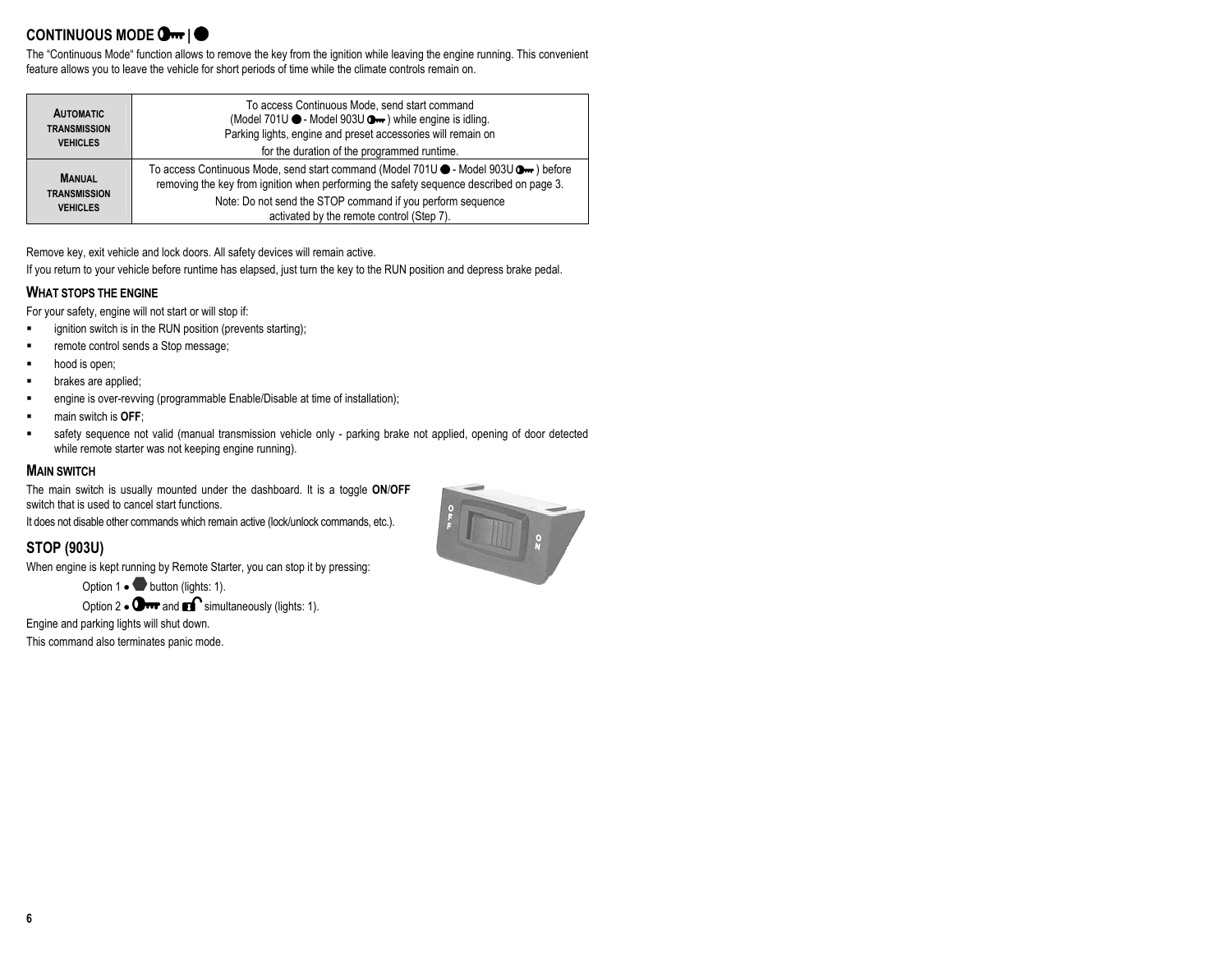## CONTINUOUS MODE 🔑 | ●

The “Continuous Mode“ function allows to remove the key from the ignition while leaving the engine running. This convenient feature allows you to leave the vehicle for short periods of time while the climate controls remain on.

| | |
|---|---|
| **AUTOMATIC TRANSMISSION VEHICLES** | To access Continuous Mode, send start command (Model 701U ● - Model 903U 🔑) while engine is idling. Parking lights, engine and preset accessories will remain on for the duration of the programmed runtime. |
| **MANUAL TRANSMISSION VEHICLES** | To access Continuous Mode, send start command (Model 701U ● - Model 903U 🔑) before removing the key from ignition when performing the safety sequence described on page 3. Note: Do not send the STOP command if you perform sequence activated by the remote control (Step 7). |

Remove key, exit vehicle and lock doors. All safety devices will remain active.

If you return to your vehicle before runtime has elapsed, just turn the key to the RUN position and depress brake pedal.

### WHAT STOPS THE ENGINE

For your safety, engine will not start or will stop if:

- ignition switch is in the RUN position (prevents starting);
- remote control sends a Stop message;
- hood is open;
- brakes are applied;
- engine is over-revving (programmable Enable/Disable at time of installation);
- main switch is **OFF**;
- safety sequence not valid (manual transmission vehicle only - parking brake not applied, opening of door detected while remote starter was not keeping engine running).

### MAIN SWITCH

The main switch is usually mounted under the dashboard. It is a toggle **ON**/**OFF** switch that is used to cancel start functions.

It does not disable other commands which remain active (lock/unlock commands, etc.).

## STOP (903U)

When engine is kept running by Remote Starter, you can stop it by pressing:

Option 1 • ⬢ button (lights: 1).

Option 2 • 🔑 and 🔓 simultaneously (lights: 1).

Engine and parking lights will shut down.

This command also terminates panic mode.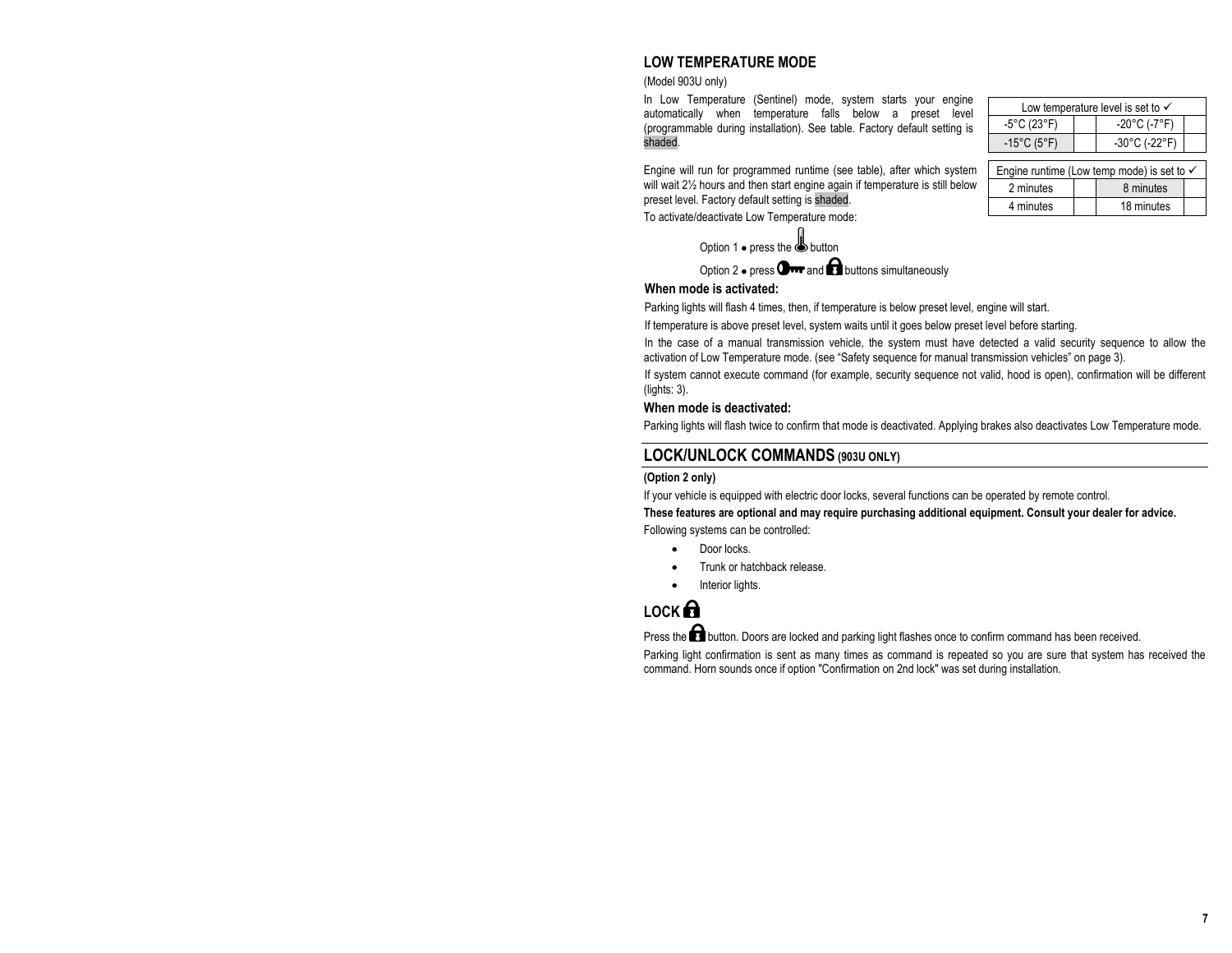## LOW TEMPERATURE MODE

(Model 903U only)

In Low Temperature (Sentinel) mode, system starts your engine automatically when temperature falls below a preset level (programmable during installation). See table. Factory default setting is shaded.

| Low temperature level is set to ✓ | | | |
|---|---|---|---|
| -5°C (23°F) | | -20°C (-7°F) | |
| -15°C (5°F) | | -30°C (-22°F) | |

Engine will run for programmed runtime (see table), after which system will wait 2½ hours and then start engine again if temperature is still below preset level. Factory default setting is shaded.

| Engine runtime (Low temp mode) is set to ✓ | | | |
|---|---|---|---|
| 2 minutes | | 8 minutes | |
| 4 minutes | | 18 minutes | |

To activate/deactivate Low Temperature mode:

Option 1 • press the (thermometer) button

Option 2 • press (key) and (lock) buttons simultaneously

### When mode is activated:

Parking lights will flash 4 times, then, if temperature is below preset level, engine will start.

If temperature is above preset level, system waits until it goes below preset level before starting.

In the case of a manual transmission vehicle, the system must have detected a valid security sequence to allow the activation of Low Temperature mode. (see "Safety sequence for manual transmission vehicles" on page 3).

If system cannot execute command (for example, security sequence not valid, hood is open), confirmation will be different (lights: 3).

### When mode is deactivated:

Parking lights will flash twice to confirm that mode is deactivated. Applying brakes also deactivates Low Temperature mode.

## LOCK/UNLOCK COMMANDS (903U ONLY)

**(Option 2 only)**

If your vehicle is equipped with electric door locks, several functions can be operated by remote control.

**These features are optional and may require purchasing additional equipment. Consult your dealer for advice.**

Following systems can be controlled:

- Door locks.
- Trunk or hatchback release.
- Interior lights.

## LOCK (lock)

Press the (lock) button. Doors are locked and parking light flashes once to confirm command has been received.

Parking light confirmation is sent as many times as command is repeated so you are sure that system has received the command. Horn sounds once if option "Confirmation on 2nd lock" was set during installation.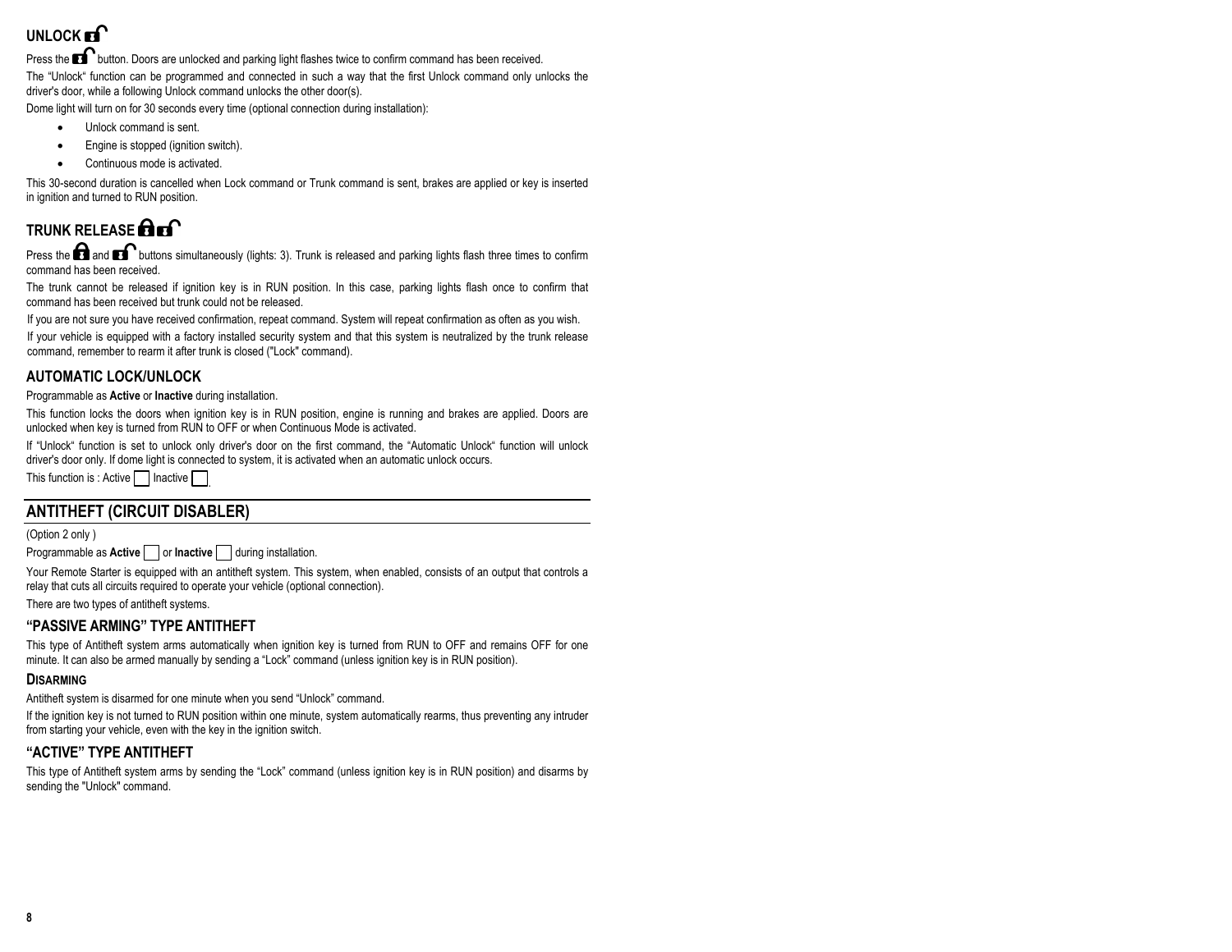## UNLOCK

Press the button. Doors are unlocked and parking light flashes twice to confirm command has been received.

The "Unlock" function can be programmed and connected in such a way that the first Unlock command only unlocks the driver's door, while a following Unlock command unlocks the other door(s).

Dome light will turn on for 30 seconds every time (optional connection during installation):

- Unlock command is sent.
- Engine is stopped (ignition switch).
- Continuous mode is activated.

This 30-second duration is cancelled when Lock command or Trunk command is sent, brakes are applied or key is inserted in ignition and turned to RUN position.

## TRUNK RELEASE

Press the and buttons simultaneously (lights: 3). Trunk is released and parking lights flash three times to confirm command has been received.

The trunk cannot be released if ignition key is in RUN position. In this case, parking lights flash once to confirm that command has been received but trunk could not be released.

If you are not sure you have received confirmation, repeat command. System will repeat confirmation as often as you wish.

If your vehicle is equipped with a factory installed security system and that this system is neutralized by the trunk release command, remember to rearm it after trunk is closed ("Lock" command).

### AUTOMATIC LOCK/UNLOCK

Programmable as **Active** or **Inactive** during installation.

This function locks the doors when ignition key is in RUN position, engine is running and brakes are applied. Doors are unlocked when key is turned from RUN to OFF or when Continuous Mode is activated.

If "Unlock" function is set to unlock only driver's door on the first command, the "Automatic Unlock" function will unlock driver's door only. If dome light is connected to system, it is activated when an automatic unlock occurs.

This function is : Active ☐ Inactive ☐

## ANTITHEFT (CIRCUIT DISABLER)

(Option 2 only )

Programmable as **Active** ☐ or **Inactive** ☐ during installation.

Your Remote Starter is equipped with an antitheft system. This system, when enabled, consists of an output that controls a relay that cuts all circuits required to operate your vehicle (optional connection).

There are two types of antitheft systems.

### "PASSIVE ARMING" TYPE ANTITHEFT

This type of Antitheft system arms automatically when ignition key is turned from RUN to OFF and remains OFF for one minute. It can also be armed manually by sending a "Lock" command (unless ignition key is in RUN position).

#### DISARMING

Antitheft system is disarmed for one minute when you send "Unlock" command.

If the ignition key is not turned to RUN position within one minute, system automatically rearms, thus preventing any intruder from starting your vehicle, even with the key in the ignition switch.

### "ACTIVE" TYPE ANTITHEFT

This type of Antitheft system arms by sending the "Lock" command (unless ignition key is in RUN position) and disarms by sending the "Unlock" command.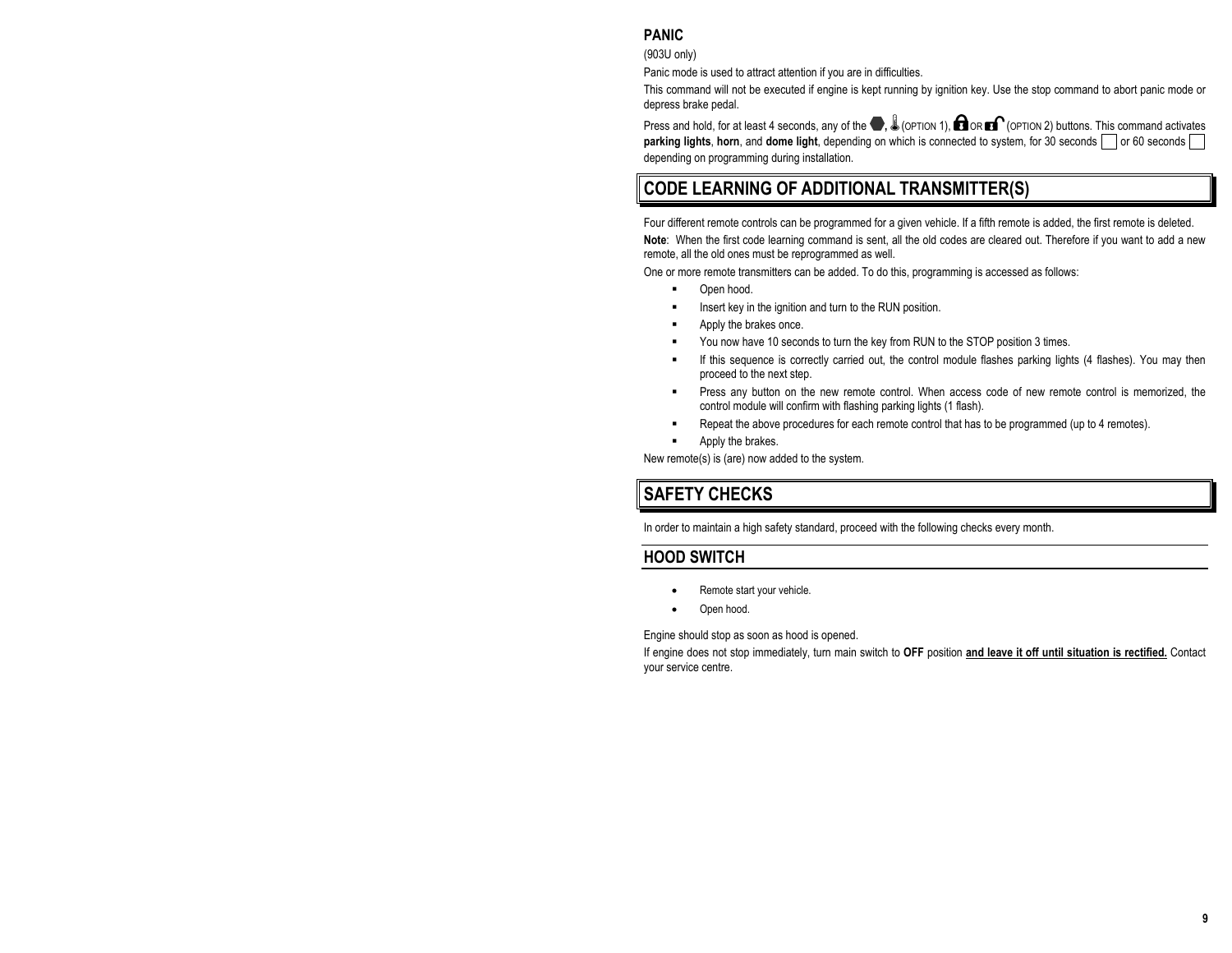### PANIC

(903U only)

Panic mode is used to attract attention if you are in difficulties.

This command will not be executed if engine is kept running by ignition key. Use the stop command to abort panic mode or depress brake pedal.

Press and hold, for at least 4 seconds, any of the ⬣, 🌡 (OPTION 1), 🔒 OR 🔓 (OPTION 2) buttons. This command activates **parking lights**, **horn**, and **dome light**, depending on which is connected to system, for 30 seconds ☐ or 60 seconds ☐ depending on programming during installation.

## CODE LEARNING OF ADDITIONAL TRANSMITTER(S)

Four different remote controls can be programmed for a given vehicle. If a fifth remote is added, the first remote is deleted.

**Note**: When the first code learning command is sent, all the old codes are cleared out. Therefore if you want to add a new remote, all the old ones must be reprogrammed as well.

One or more remote transmitters can be added. To do this, programming is accessed as follows:

- Open hood.
- Insert key in the ignition and turn to the RUN position.
- Apply the brakes once.
- You now have 10 seconds to turn the key from RUN to the STOP position 3 times.
- If this sequence is correctly carried out, the control module flashes parking lights (4 flashes). You may then proceed to the next step.
- Press any button on the new remote control. When access code of new remote control is memorized, the control module will confirm with flashing parking lights (1 flash).
- Repeat the above procedures for each remote control that has to be programmed (up to 4 remotes).
- Apply the brakes.

New remote(s) is (are) now added to the system.

## SAFETY CHECKS

In order to maintain a high safety standard, proceed with the following checks every month.

### HOOD SWITCH

- Remote start your vehicle.
- Open hood.

Engine should stop as soon as hood is opened.

If engine does not stop immediately, turn main switch to **OFF** position **and leave it off until situation is rectified.** Contact your service centre.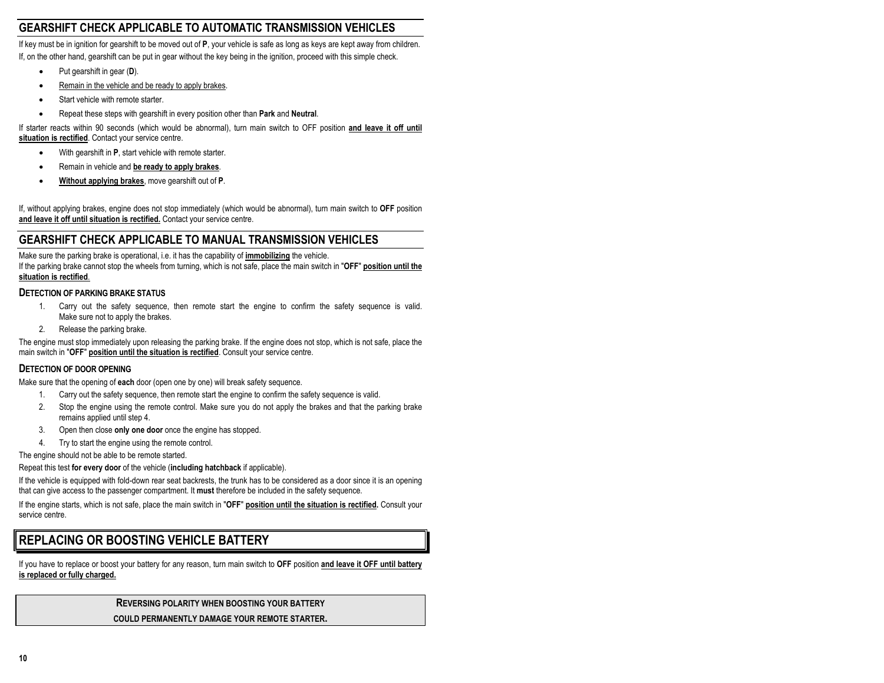## GEARSHIFT CHECK APPLICABLE TO AUTOMATIC TRANSMISSION VEHICLES

If key must be in ignition for gearshift to be moved out of **P**, your vehicle is safe as long as keys are kept away from children.
If, on the other hand, gearshift can be put in gear without the key being in the ignition, proceed with this simple check.

- Put gearshift in gear (**D**).
- Remain in the vehicle and be ready to apply brakes.
- Start vehicle with remote starter.
- Repeat these steps with gearshift in every position other than **Park** and **Neutral**.

If starter reacts within 90 seconds (which would be abnormal), turn main switch to OFF position **and leave it off until situation is rectified**. Contact your service centre.

- With gearshift in **P**, start vehicle with remote starter.
- Remain in vehicle and **be ready to apply brakes**.
- **Without applying brakes**, move gearshift out of **P**.

If, without applying brakes, engine does not stop immediately (which would be abnormal), turn main switch to **OFF** position **and leave it off until situation is rectified.** Contact your service centre.

## GEARSHIFT CHECK APPLICABLE TO MANUAL TRANSMISSION VEHICLES

Make sure the parking brake is operational, i.e. it has the capability of **immobilizing** the vehicle.
If the parking brake cannot stop the wheels from turning, which is not safe, place the main switch in "**OFF**" **position until the situation is rectified**.

### DETECTION OF PARKING BRAKE STATUS

1. Carry out the safety sequence, then remote start the engine to confirm the safety sequence is valid. Make sure not to apply the brakes.
2. Release the parking brake.

The engine must stop immediately upon releasing the parking brake. If the engine does not stop, which is not safe, place the main switch in "**OFF**" **position until the situation is rectified**. Consult your service centre.

### DETECTION OF DOOR OPENING

Make sure that the opening of **each** door (open one by one) will break safety sequence.

1. Carry out the safety sequence, then remote start the engine to confirm the safety sequence is valid.
2. Stop the engine using the remote control. Make sure you do not apply the brakes and that the parking brake remains applied until step 4.
3. Open then close **only one door** once the engine has stopped.
4. Try to start the engine using the remote control.

The engine should not be able to be remote started.

Repeat this test **for every door** of the vehicle (**including hatchback** if applicable).

If the vehicle is equipped with fold-down rear seat backrests, the trunk has to be considered as a door since it is an opening that can give access to the passenger compartment. It **must** therefore be included in the safety sequence.

If the engine starts, which is not safe, place the main switch in "**OFF**" **position until the situation is rectified.** Consult your service centre.

# REPLACING OR BOOSTING VEHICLE BATTERY

If you have to replace or boost your battery for any reason, turn main switch to **OFF** position **and leave it OFF until battery is replaced or fully charged.**

**REVERSING POLARITY WHEN BOOSTING YOUR BATTERY**
**COULD PERMANENTLY DAMAGE YOUR REMOTE STARTER.**